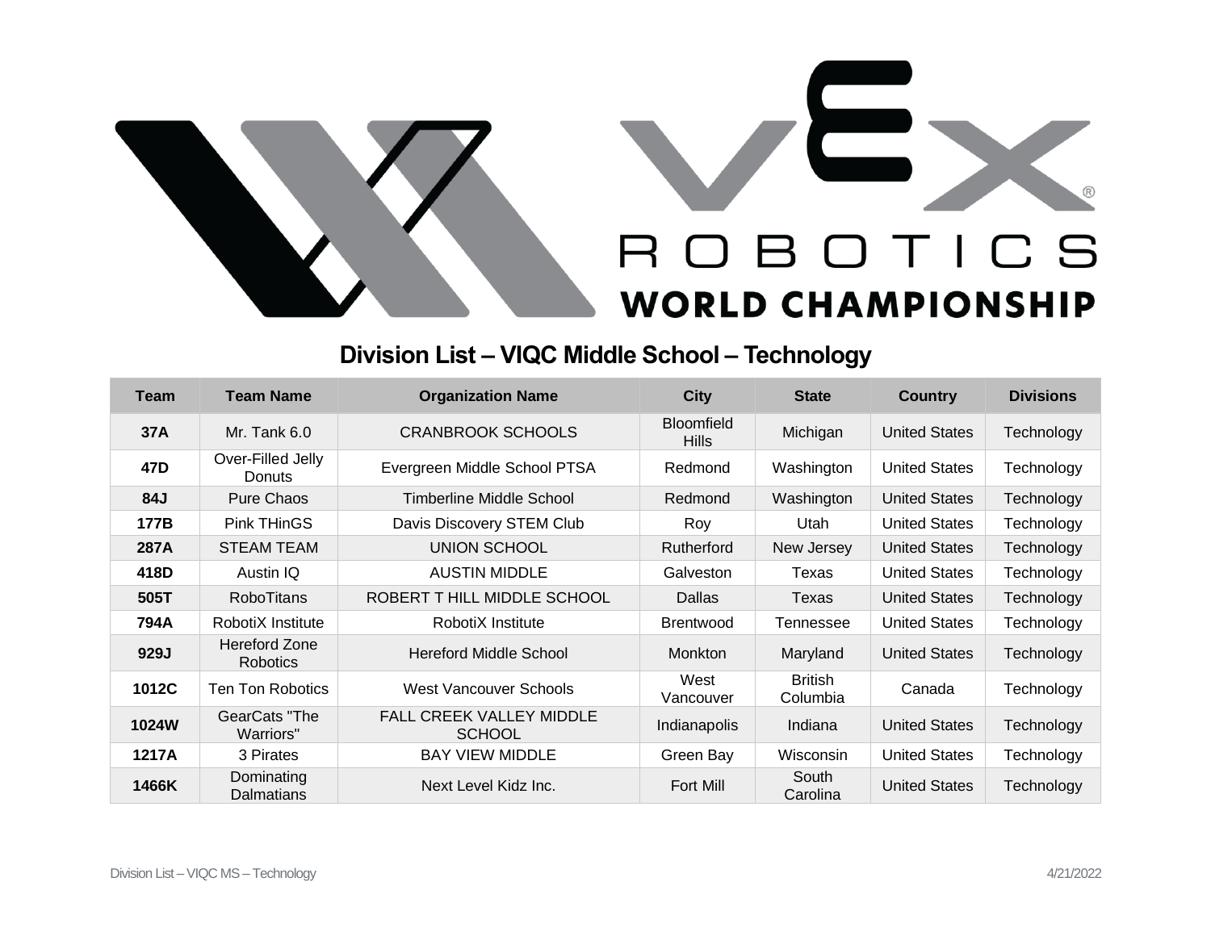# VEX ROBOTICS WORLD CHAMPIONSHIP

## Division List – VIQC Middle School – Technology

| Team | Team Name | Organization Name | City | State | Country | Divisions |
|---|---|---|---|---|---|---|
| **37A** | Mr. Tank 6.0 | CRANBROOK SCHOOLS | Bloomfield Hills | Michigan | United States | Technology |
| **47D** | Over-Filled Jelly Donuts | Evergreen Middle School PTSA | Redmond | Washington | United States | Technology |
| **84J** | Pure Chaos | Timberline Middle School | Redmond | Washington | United States | Technology |
| **177B** | Pink THinGS | Davis Discovery STEM Club | Roy | Utah | United States | Technology |
| **287A** | STEAM TEAM | UNION SCHOOL | Rutherford | New Jersey | United States | Technology |
| **418D** | Austin IQ | AUSTIN MIDDLE | Galveston | Texas | United States | Technology |
| **505T** | RoboTitans | ROBERT T HILL MIDDLE SCHOOL | Dallas | Texas | United States | Technology |
| **794A** | RobotiX Institute | RobotiX Institute | Brentwood | Tennessee | United States | Technology |
| **929J** | Hereford Zone Robotics | Hereford Middle School | Monkton | Maryland | United States | Technology |
| **1012C** | Ten Ton Robotics | West Vancouver Schools | West Vancouver | British Columbia | Canada | Technology |
| **1024W** | GearCats "The Warriors" | FALL CREEK VALLEY MIDDLE SCHOOL | Indianapolis | Indiana | United States | Technology |
| **1217A** | 3 Pirates | BAY VIEW MIDDLE | Green Bay | Wisconsin | United States | Technology |
| **1466K** | Dominating Dalmatians | Next Level Kidz Inc. | Fort Mill | South Carolina | United States | Technology |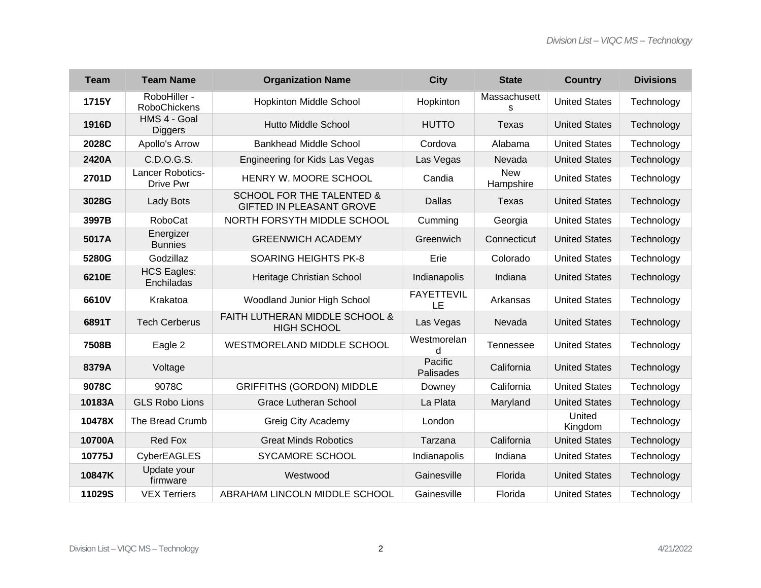| Team | Team Name | Organization Name | City | State | Country | Divisions |
|---|---|---|---|---|---|---|
| 1715Y | RoboHiller - RoboChickens | Hopkinton Middle School | Hopkinton | Massachusetts | United States | Technology |
| 1916D | HMS 4 - Goal Diggers | Hutto Middle School | HUTTO | Texas | United States | Technology |
| 2028C | Apollo's Arrow | Bankhead Middle School | Cordova | Alabama | United States | Technology |
| 2420A | C.D.O.G.S. | Engineering for Kids Las Vegas | Las Vegas | Nevada | United States | Technology |
| 2701D | Lancer Robotics-Drive Pwr | HENRY W. MOORE SCHOOL | Candia | New Hampshire | United States | Technology |
| 3028G | Lady Bots | SCHOOL FOR THE TALENTED & GIFTED IN PLEASANT GROVE | Dallas | Texas | United States | Technology |
| 3997B | RoboCat | NORTH FORSYTH MIDDLE SCHOOL | Cumming | Georgia | United States | Technology |
| 5017A | Energizer Bunnies | GREENWICH ACADEMY | Greenwich | Connecticut | United States | Technology |
| 5280G | Godzillaz | SOARING HEIGHTS PK-8 | Erie | Colorado | United States | Technology |
| 6210E | HCS Eagles: Enchiladas | Heritage Christian School | Indianapolis | Indiana | United States | Technology |
| 6610V | Krakatoa | Woodland Junior High School | FAYETTEVILLE | Arkansas | United States | Technology |
| 6891T | Tech Cerberus | FAITH LUTHERAN MIDDLE SCHOOL & HIGH SCHOOL | Las Vegas | Nevada | United States | Technology |
| 7508B | Eagle 2 | WESTMORELAND MIDDLE SCHOOL | Westmoreland | Tennessee | United States | Technology |
| 8379A | Voltage | | Pacific Palisades | California | United States | Technology |
| 9078C | 9078C | GRIFFITHS (GORDON) MIDDLE | Downey | California | United States | Technology |
| 10183A | GLS Robo Lions | Grace Lutheran School | La Plata | Maryland | United States | Technology |
| 10478X | The Bread Crumb | Greig City Academy | London | | United Kingdom | Technology |
| 10700A | Red Fox | Great Minds Robotics | Tarzana | California | United States | Technology |
| 10775J | CyberEAGLES | SYCAMORE SCHOOL | Indianapolis | Indiana | United States | Technology |
| 10847K | Update your firmware | Westwood | Gainesville | Florida | United States | Technology |
| 11029S | VEX Terriers | ABRAHAM LINCOLN MIDDLE SCHOOL | Gainesville | Florida | United States | Technology |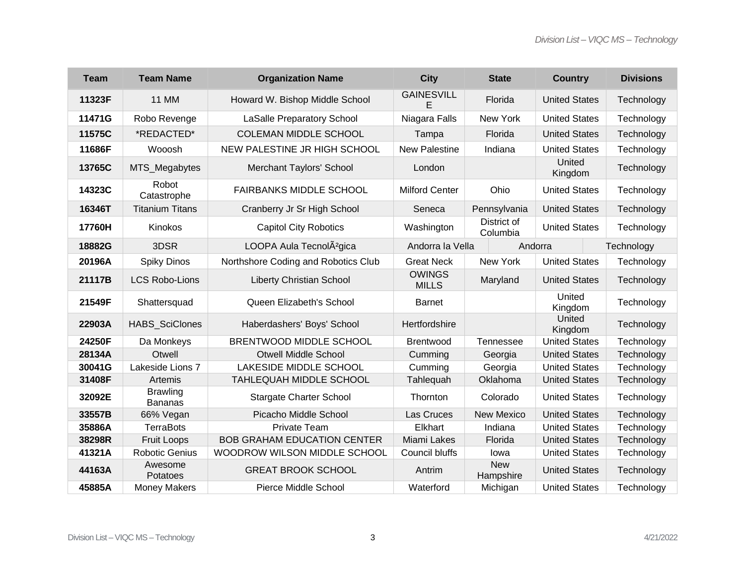| Team | Team Name | Organization Name | City | State | Country | Divisions |
|---|---|---|---|---|---|---|
| 11323F | 11 MM | Howard W. Bishop Middle School | GAINESVILLE | Florida | United States | Technology |
| 11471G | Robo Revenge | LaSalle Preparatory School | Niagara Falls | New York | United States | Technology |
| 11575C | *REDACTED* | COLEMAN MIDDLE SCHOOL | Tampa | Florida | United States | Technology |
| 11686F | Wooosh | NEW PALESTINE JR HIGH SCHOOL | New Palestine | Indiana | United States | Technology |
| 13765C | MTS_Megabytes | Merchant Taylors' School | London | | United Kingdom | Technology |
| 14323C | Robot Catastrophe | FAIRBANKS MIDDLE SCHOOL | Milford Center | Ohio | United States | Technology |
| 16346T | Titanium Titans | Cranberry Jr Sr High School | Seneca | Pennsylvania | United States | Technology |
| 17760H | Kinokos | Capitol City Robotics | Washington | District of Columbia | United States | Technology |
| 18882G | 3DSR | LOOPA Aula TecnolÃ²gica | Andorra la Vella | | Andorra | Technology |
| 20196A | Spiky Dinos | Northshore Coding and Robotics Club | Great Neck | New York | United States | Technology |
| 21117B | LCS Robo-Lions | Liberty Christian School | OWINGS MILLS | Maryland | United States | Technology |
| 21549F | Shattersquad | Queen Elizabeth's School | Barnet | | United Kingdom | Technology |
| 22903A | HABS_SciClones | Haberdashers' Boys' School | Hertfordshire | | United Kingdom | Technology |
| 24250F | Da Monkeys | BRENTWOOD MIDDLE SCHOOL | Brentwood | Tennessee | United States | Technology |
| 28134A | Otwell | Otwell Middle School | Cumming | Georgia | United States | Technology |
| 30041G | Lakeside Lions 7 | LAKESIDE MIDDLE SCHOOL | Cumming | Georgia | United States | Technology |
| 31408F | Artemis | TAHLEQUAH MIDDLE SCHOOL | Tahlequah | Oklahoma | United States | Technology |
| 32092E | Brawling Bananas | Stargate Charter School | Thornton | Colorado | United States | Technology |
| 33557B | 66% Vegan | Picacho Middle School | Las Cruces | New Mexico | United States | Technology |
| 35886A | TerraBots | Private Team | Elkhart | Indiana | United States | Technology |
| 38298R | Fruit Loops | BOB GRAHAM EDUCATION CENTER | Miami Lakes | Florida | United States | Technology |
| 41321A | Robotic Genius | WOODROW WILSON MIDDLE SCHOOL | Council bluffs | Iowa | United States | Technology |
| 44163A | Awesome Potatoes | GREAT BROOK SCHOOL | Antrim | New Hampshire | United States | Technology |
| 45885A | Money Makers | Pierce Middle School | Waterford | Michigan | United States | Technology |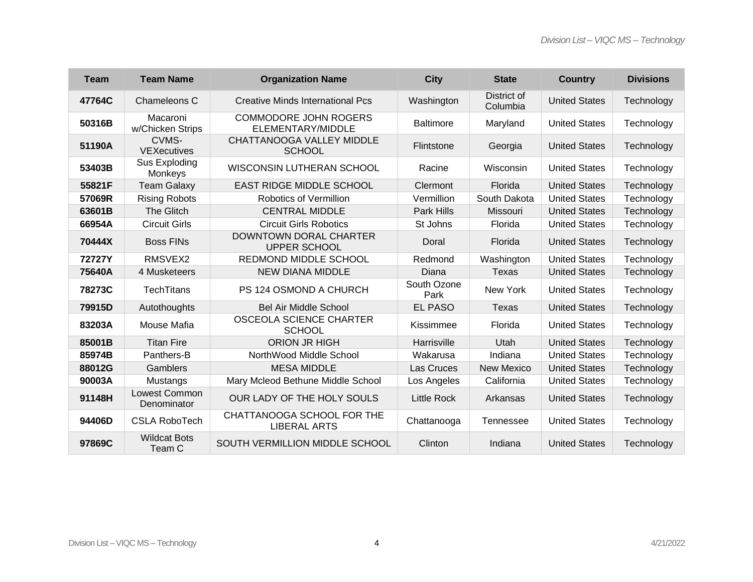| Team | Team Name | Organization Name | City | State | Country | Divisions |
|---|---|---|---|---|---|---|
| **47764C** | Chameleons C | Creative Minds International Pcs | Washington | District of Columbia | United States | Technology |
| **50316B** | Macaroni w/Chicken Strips | COMMODORE JOHN ROGERS ELEMENTARY/MIDDLE | Baltimore | Maryland | United States | Technology |
| **51190A** | CVMS-VEXecutives | CHATTANOOGA VALLEY MIDDLE SCHOOL | Flintstone | Georgia | United States | Technology |
| **53403B** | Sus Exploding Monkeys | WISCONSIN LUTHERAN SCHOOL | Racine | Wisconsin | United States | Technology |
| **55821F** | Team Galaxy | EAST RIDGE MIDDLE SCHOOL | Clermont | Florida | United States | Technology |
| **57069R** | Rising Robots | Robotics of Vermillion | Vermillion | South Dakota | United States | Technology |
| **63601B** | The Glitch | CENTRAL MIDDLE | Park Hills | Missouri | United States | Technology |
| **66954A** | Circuit Girls | Circuit Girls Robotics | St Johns | Florida | United States | Technology |
| **70444X** | Boss FINs | DOWNTOWN DORAL CHARTER UPPER SCHOOL | Doral | Florida | United States | Technology |
| **72727Y** | RMSVEX2 | REDMOND MIDDLE SCHOOL | Redmond | Washington | United States | Technology |
| **75640A** | 4 Musketeers | NEW DIANA MIDDLE | Diana | Texas | United States | Technology |
| **78273C** | TechTitans | PS 124 OSMOND A CHURCH | South Ozone Park | New York | United States | Technology |
| **79915D** | Autothoughts | Bel Air Middle School | EL PASO | Texas | United States | Technology |
| **83203A** | Mouse Mafia | OSCEOLA SCIENCE CHARTER SCHOOL | Kissimmee | Florida | United States | Technology |
| **85001B** | Titan Fire | ORION JR HIGH | Harrisville | Utah | United States | Technology |
| **85974B** | Panthers-B | NorthWood Middle School | Wakarusa | Indiana | United States | Technology |
| **88012G** | Gamblers | MESA MIDDLE | Las Cruces | New Mexico | United States | Technology |
| **90003A** | Mustangs | Mary Mcleod Bethune Middle School | Los Angeles | California | United States | Technology |
| **91148H** | Lowest Common Denominator | OUR LADY OF THE HOLY SOULS | Little Rock | Arkansas | United States | Technology |
| **94406D** | CSLA RoboTech | CHATTANOOGA SCHOOL FOR THE LIBERAL ARTS | Chattanooga | Tennessee | United States | Technology |
| **97869C** | Wildcat Bots Team C | SOUTH VERMILLION MIDDLE SCHOOL | Clinton | Indiana | United States | Technology |